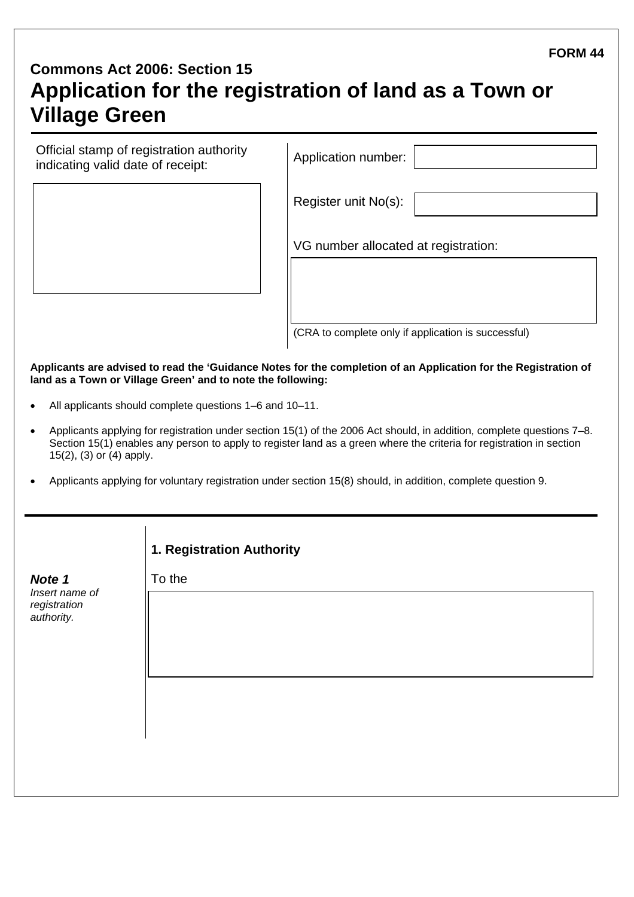**FORM 44**

## Commons Act 2006: Section 15

# Application for the registration of land as a Town or Village Green

Official stamp of registration authority indicating valid date of receipt:

Application number:

Register unit No(s):

VG number allocated at registration:

(CRA to complete only if application is successful)

**Applicants are advised to read the 'Guidance Notes for the completion of an Application for the Registration of land as a Town or Village Green' and to note the following:**

- All applicants should complete questions 1–6 and 10–11.
- Applicants applying for registration under section 15(1) of the 2006 Act should, in addition, complete questions 7–8. Section 15(1) enables any person to apply to register land as a green where the criteria for registration in section 15(2), (3) or (4) apply.
- Applicants applying for voluntary registration under section 15(8) should, in addition, complete question 9.

### 1. Registration Authority

***Note 1***
*Insert name of registration authority.*

To the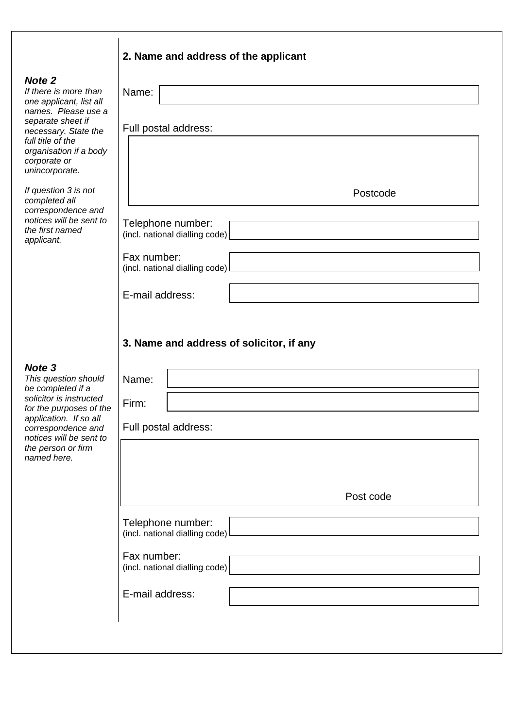## 2. Name and address of the applicant

***Note 2***
*If there is more than one applicant, list all names. Please use a separate sheet if necessary. State the full title of the organisation if a body corporate or unincorporate.*

*If question 3 is not completed all correspondence and notices will be sent to the first named applicant.*

Name:

Full postal address:

Postcode

Telephone number:
(incl. national dialling code)

Fax number:
(incl. national dialling code)

E-mail address:

## 3. Name and address of solicitor, if any

***Note 3***
*This question should be completed if a solicitor is instructed for the purposes of the application. If so all correspondence and notices will be sent to the person or firm named here.*

Name:

Firm:

Full postal address:

Post code

Telephone number:
(incl. national dialling code)

Fax number:
(incl. national dialling code)

E-mail address: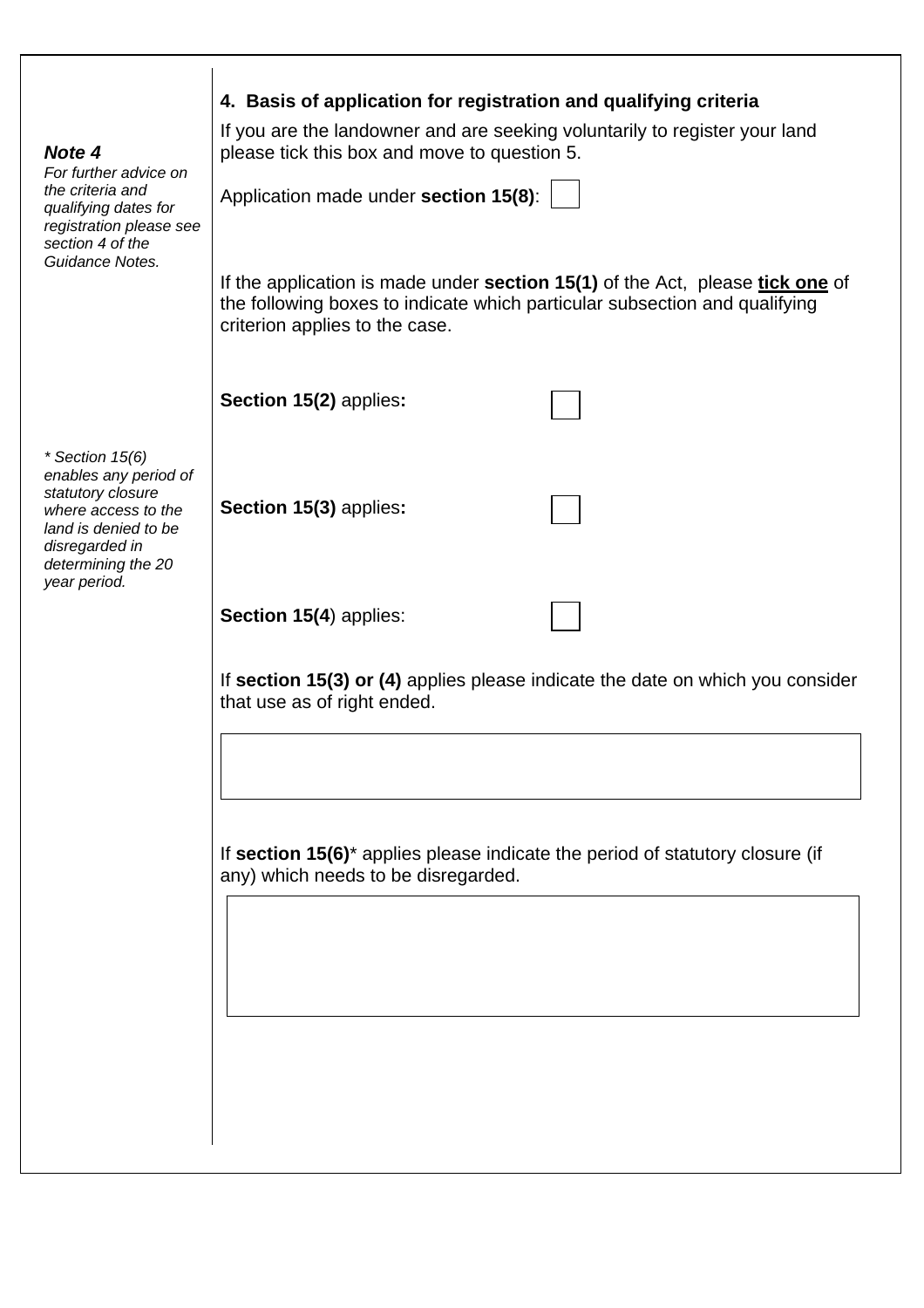***Note 4***
*For further advice on the criteria and qualifying dates for registration please see section 4 of the Guidance Notes.*

## 4. Basis of application for registration and qualifying criteria

If you are the landowner and are seeking voluntarily to register your land please tick this box and move to question 5.

Application made under **section 15(8)**: ☐

If the application is made under **section 15(1)** of the Act, please **tick one** of the following boxes to indicate which particular subsection and qualifying criterion applies to the case.

**Section 15(2)** applies**:** ☐

*\* Section 15(6) enables any period of statutory closure where access to the land is denied to be disregarded in determining the 20 year period.*

**Section 15(3)** applies**:** ☐

**Section 15(4**) applies: ☐

If **section 15(3) or (4)** applies please indicate the date on which you consider that use as of right ended.

| |
|---|
| |

If **section 15(6)*** applies please indicate the period of statutory closure (if any) which needs to be disregarded.

| |
|---|
| |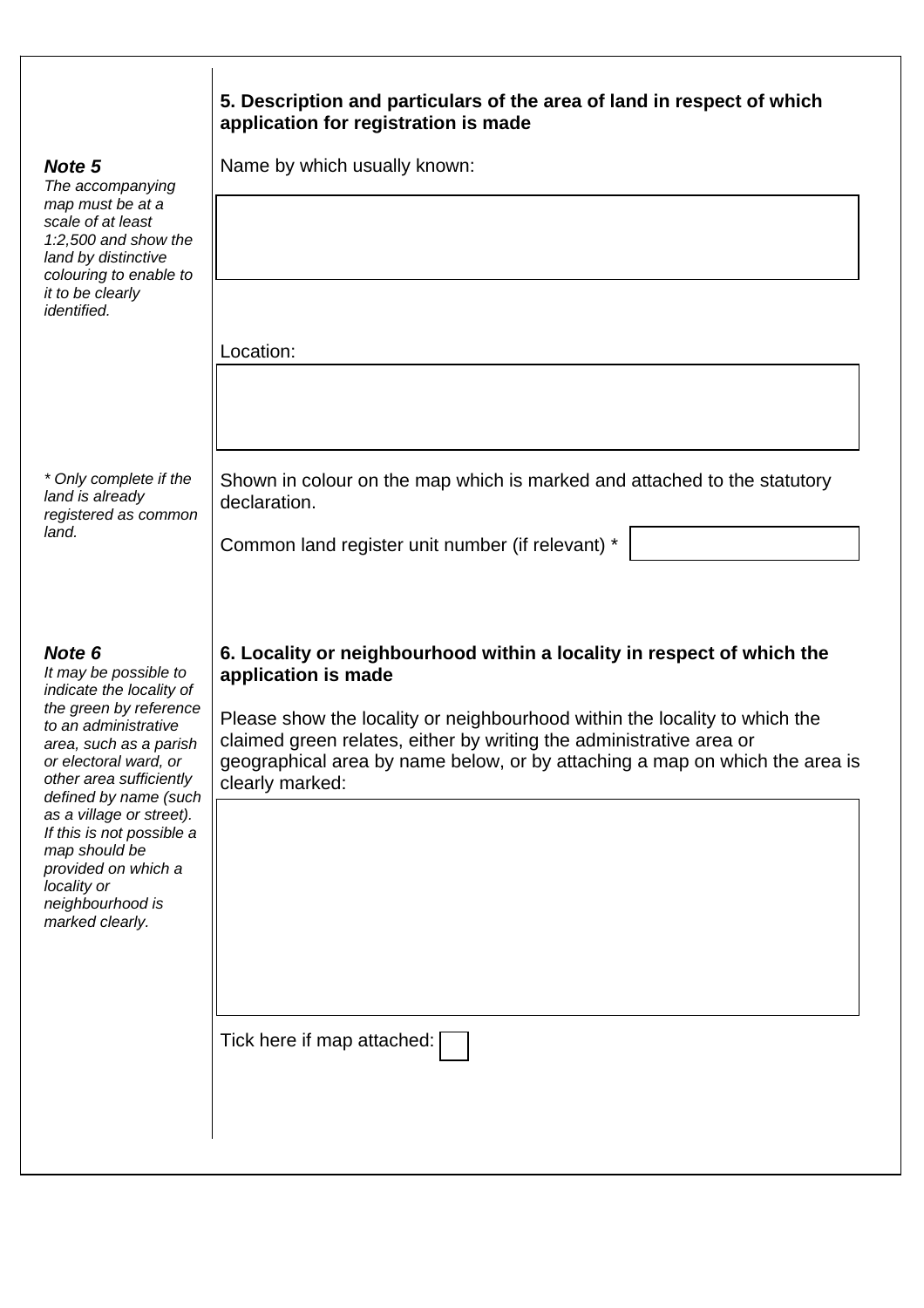## 5. Description and particulars of the area of land in respect of which application for registration is made

***Note 5***
*The accompanying map must be at a scale of at least 1:2,500 and show the land by distinctive colouring to enable to it to be clearly identified.*

Name by which usually known:

Location:

*\* Only complete if the land is already registered as common land.*

Shown in colour on the map which is marked and attached to the statutory declaration.

Common land register unit number (if relevant) *

## 6. Locality or neighbourhood within a locality in respect of which the application is made

***Note 6***
*It may be possible to indicate the locality of the green by reference to an administrative area, such as a parish or electoral ward, or other area sufficiently defined by name (such as a village or street). If this is not possible a map should be provided on which a locality or neighbourhood is marked clearly.*

Please show the locality or neighbourhood within the locality to which the claimed green relates, either by writing the administrative area or geographical area by name below, or by attaching a map on which the area is clearly marked:

Tick here if map attached: ☐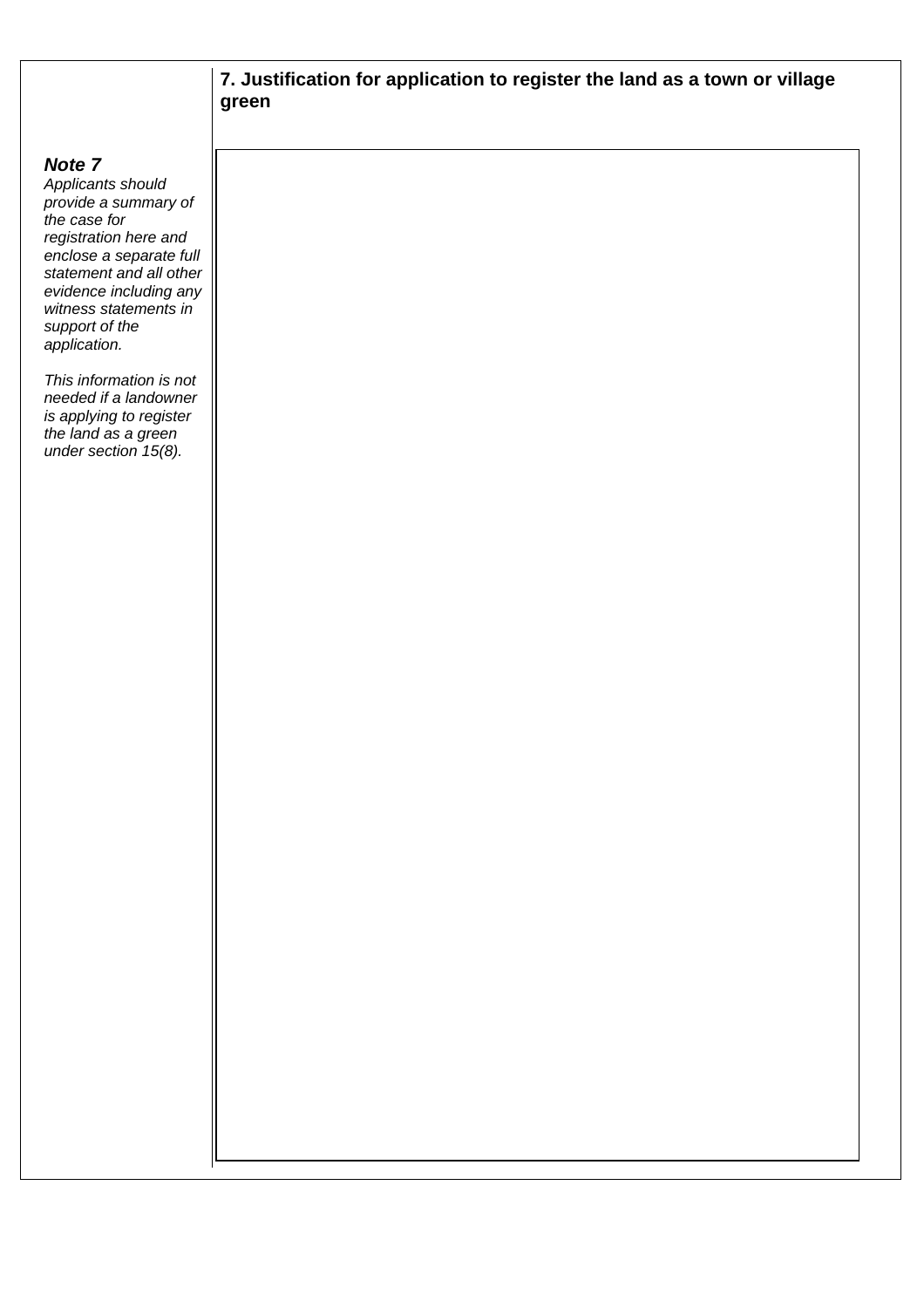### 7. Justification for application to register the land as a town or village green

***Note 7***

*Applicants should provide a summary of the case for registration here and enclose a separate full statement and all other evidence including any witness statements in support of the application.*

*This information is not needed if a landowner is applying to register the land as a green under section 15(8).*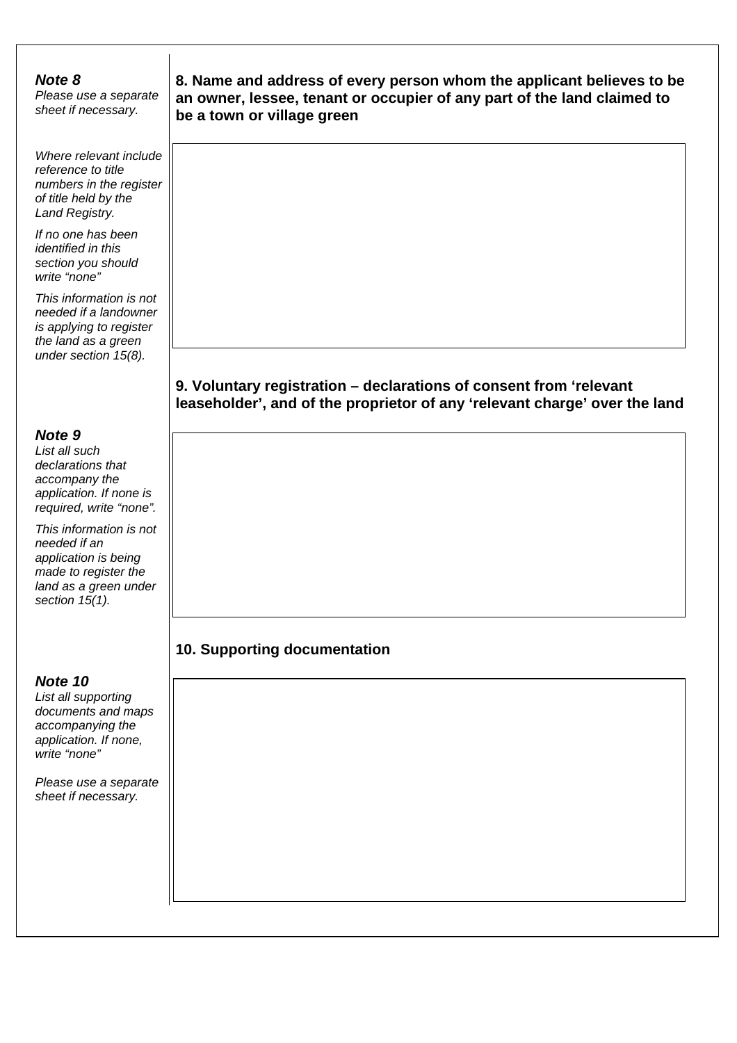**Note 8**
*Please use a separate sheet if necessary.*

*Where relevant include reference to title numbers in the register of title held by the Land Registry.*

*If no one has been identified in this section you should write "none"*

*This information is not needed if a landowner is applying to register the land as a green under section 15(8).*

**8. Name and address of every person whom the applicant believes to be an owner, lessee, tenant or occupier of any part of the land claimed to be a town or village green**

**9. Voluntary registration – declarations of consent from 'relevant leaseholder', and of the proprietor of any 'relevant charge' over the land**

**Note 9**
*List all such declarations that accompany the application. If none is required, write "none".*

*This information is not needed if an application is being made to register the land as a green under section 15(1).*

**10. Supporting documentation**

**Note 10**
*List all supporting documents and maps accompanying the application. If none, write "none"*

*Please use a separate sheet if necessary.*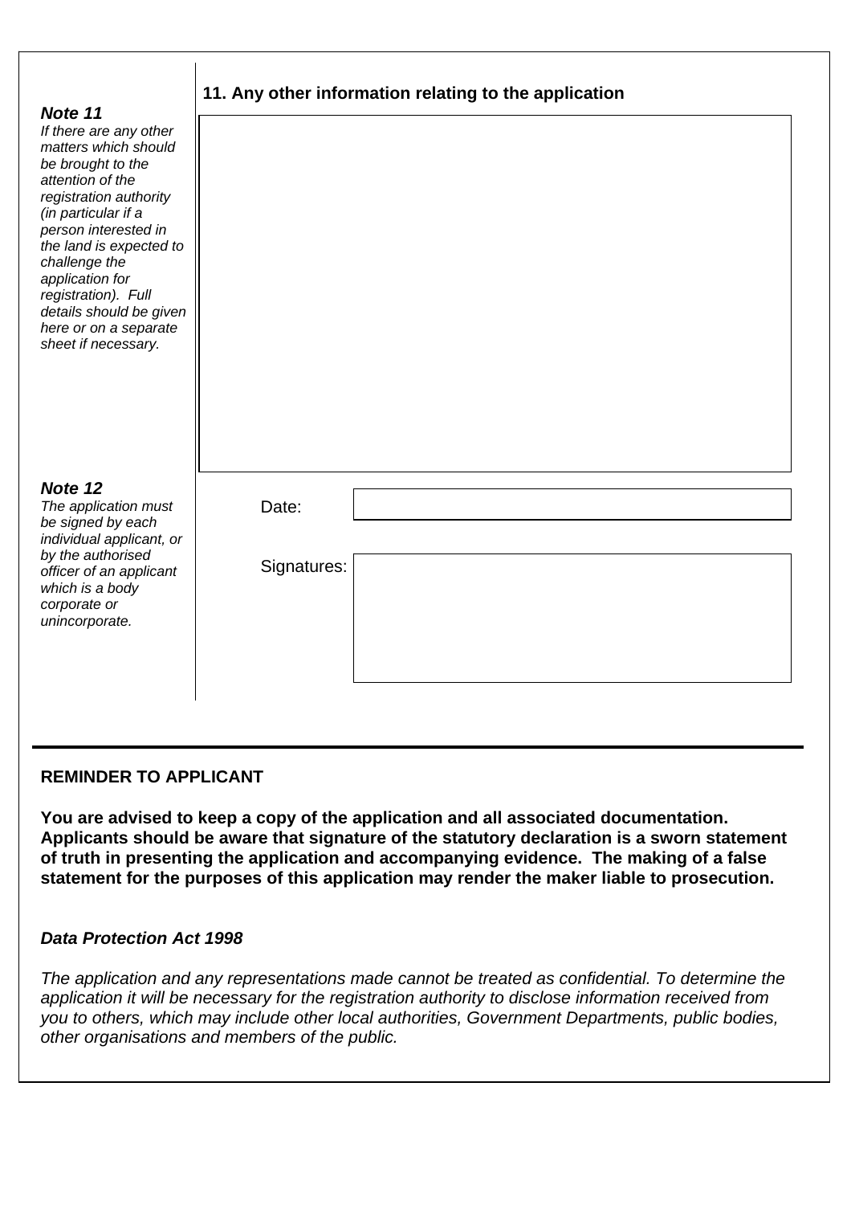***Note 11***
*If there are any other matters which should be brought to the attention of the registration authority (in particular if a person interested in the land is expected to challenge the application for registration). Full details should be given here or on a separate sheet if necessary.*

**11. Any other information relating to the application**

***Note 12***
*The application must be signed by each individual applicant, or by the authorised officer of an applicant which is a body corporate or unincorporate.*

Date:

Signatures:

---

**REMINDER TO APPLICANT**

**You are advised to keep a copy of the application and all associated documentation. Applicants should be aware that signature of the statutory declaration is a sworn statement of truth in presenting the application and accompanying evidence. The making of a false statement for the purposes of this application may render the maker liable to prosecution.**

***Data Protection Act 1998***

*The application and any representations made cannot be treated as confidential. To determine the application it will be necessary for the registration authority to disclose information received from you to others, which may include other local authorities, Government Departments, public bodies, other organisations and members of the public.*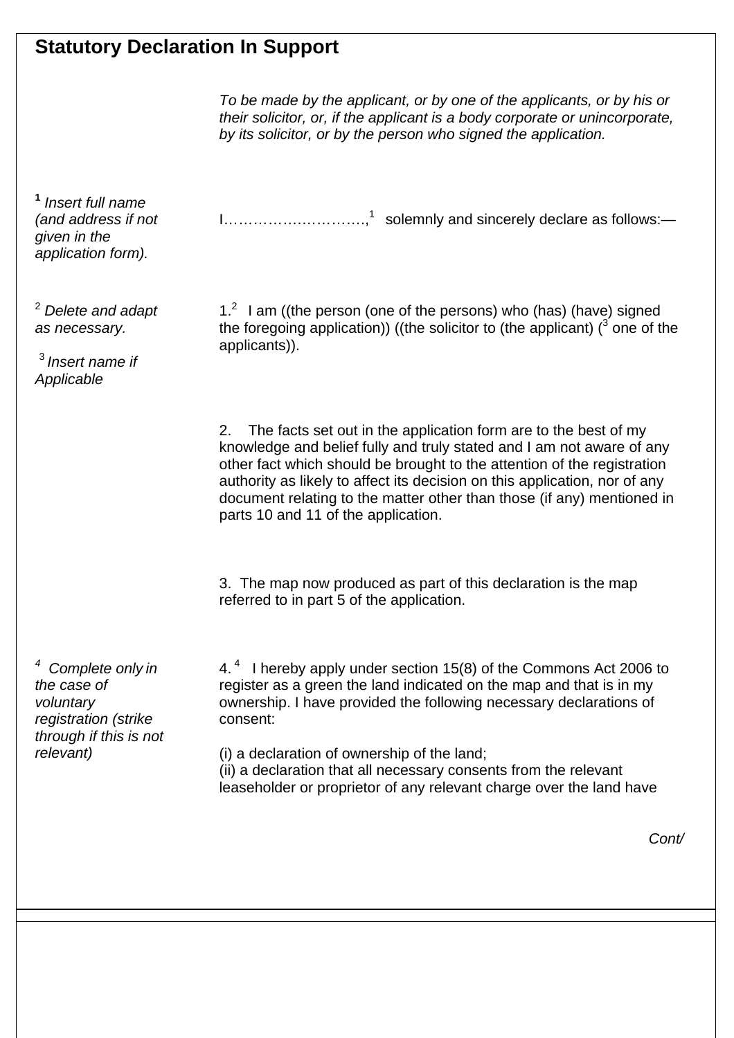## Statutory Declaration In Support

*To be made by the applicant, or by one of the applicants, or by his or their solicitor, or, if the applicant is a body corporate or unincorporate, by its solicitor, or by the person who signed the application.*

*[1] Insert full name (and address if not given in the application form).*

I……………….……….,[1] solemnly and sincerely declare as follows:—

*[2] Delete and adapt as necessary.*

*[3] Insert name if Applicable*

1.[2] I am ((the person (one of the persons) who (has) (have) signed the foregoing application)) ((the solicitor to (the applicant) ([3] one of the applicants)).

2. The facts set out in the application form are to the best of my knowledge and belief fully and truly stated and I am not aware of any other fact which should be brought to the attention of the registration authority as likely to affect its decision on this application, nor of any document relating to the matter other than those (if any) mentioned in parts 10 and 11 of the application.

3. The map now produced as part of this declaration is the map referred to in part 5 of the application.

*[4] Complete only in the case of voluntary registration (strike through if this is not relevant)*

4.[4] I hereby apply under section 15(8) of the Commons Act 2006 to register as a green the land indicated on the map and that is in my ownership. I have provided the following necessary declarations of consent:

(i) a declaration of ownership of the land;
(ii) a declaration that all necessary consents from the relevant leaseholder or proprietor of any relevant charge over the land have

*Cont/*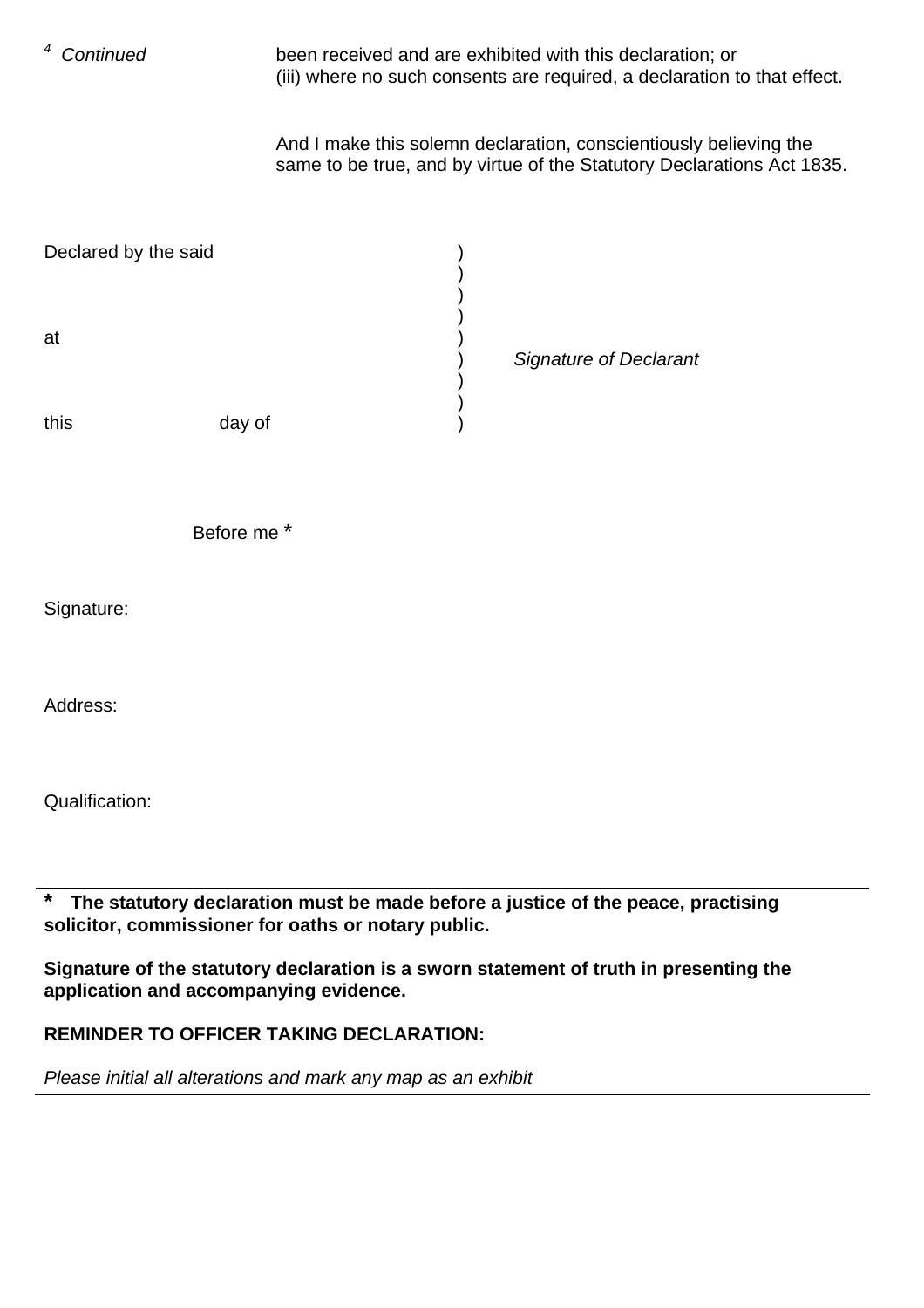[4] *Continued* been received and are exhibited with this declaration; or
(iii) where no such consents are required, a declaration to that effect.

And I make this solemn declaration, conscientiously believing the same to be true, and by virtue of the Statutory Declarations Act 1835.

| | | |
|---|---|---|
| Declared by the said | ) | |
| | ) | |
| | ) | |
| | ) | |
| at | ) | |
| | ) | *Signature of Declarant* |
| | ) | |
| | ) | |
| this day of | ) | |

Before me *

Signature:

Address:

Qualification:

---

**\* The statutory declaration must be made before a justice of the peace, practising solicitor, commissioner for oaths or notary public.**

**Signature of the statutory declaration is a sworn statement of truth in presenting the application and accompanying evidence.**

**REMINDER TO OFFICER TAKING DECLARATION:**

*Please initial all alterations and mark any map as an exhibit*